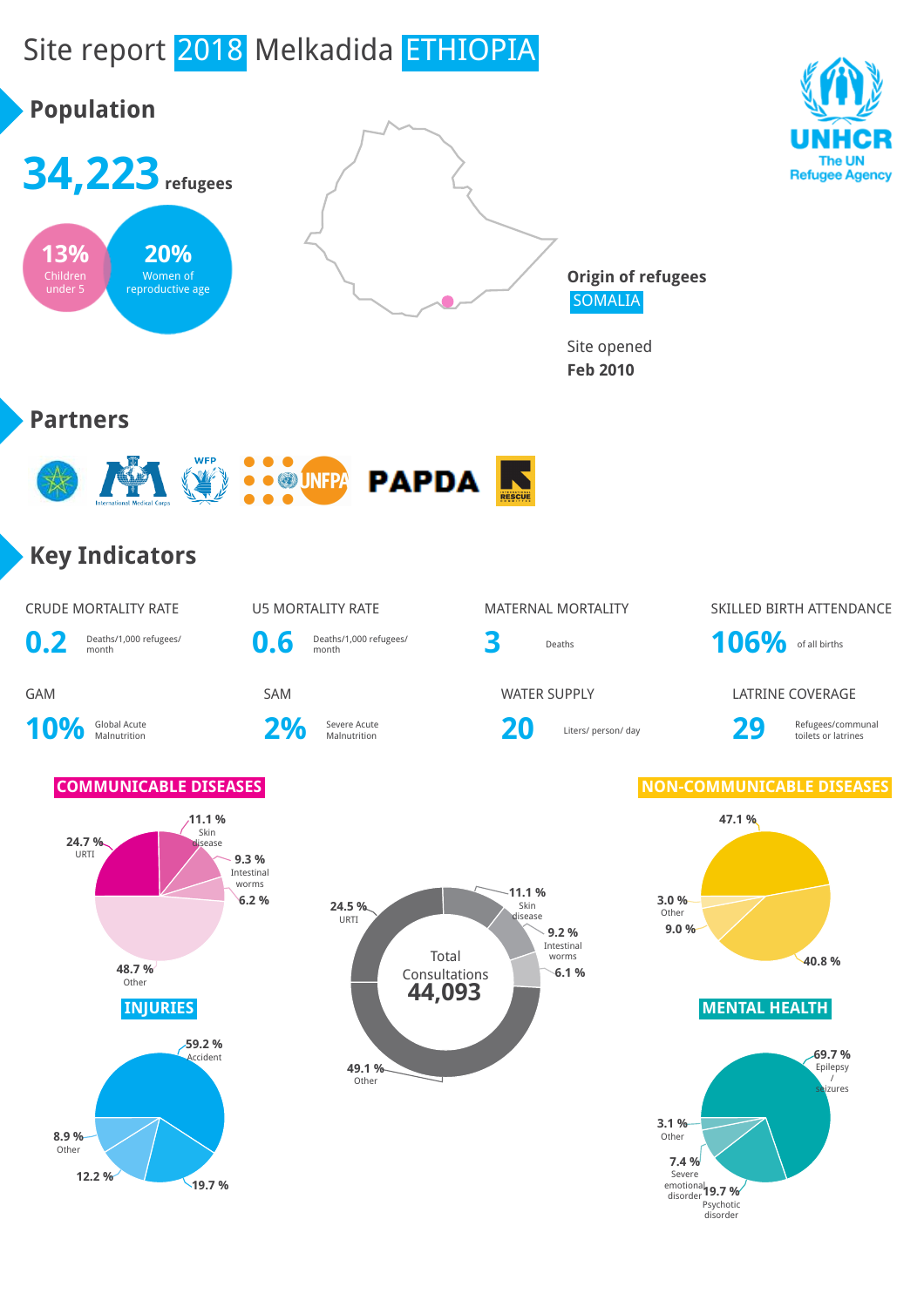# Site report 2018 Melkadida ETHIOPIA

UNHCR
The UN Refugee Agency

## Population

**34,223** refugees

**13%** Children under 5

**20%** Women of reproductive age

**Origin of refugees**
SOMALIA

Site opened
**Feb 2010**

## Partners

International Medical Corps, WFP, UNFPA, PAPDA, International Rescue Committee

## Key Indicators

| CRUDE MORTALITY RATE | U5 MORTALITY RATE | MATERNAL MORTALITY | SKILLED BIRTH ATTENDANCE |
|---|---|---|---|
| **0.2** Deaths/1,000 refugees/ month | **0.6** Deaths/1,000 refugees/ month | **3** Deaths | **106%** of all births |

| GAM | SAM | WATER SUPPLY | LATRINE COVERAGE |
|---|---|---|---|
| **10%** Global Acute Malnutrition | **2%** Severe Acute Malnutrition | **20** Liters/ person/ day | **29** Refugees/communal toilets or latrines |

### COMMUNICABLE DISEASES

- 24.7 % URTI
- 11.1 % Skin disease
- 9.3 % Intestinal worms
- 6.2 %
- 48.7 % Other

### Total Consultations 44,093

- 24.5 % URTI
- 11.1 % Skin disease
- 9.2 % Intestinal worms
- 6.1 %
- 49.1 % Other

### NON-COMMUNICABLE DISEASES

- 47.1 %
- 3.0 % Other
- 9.0 %
- 40.8 %

### INJURIES

- 59.2 % Accident
- 8.9 % Other
- 12.2 %
- 19.7 %

### MENTAL HEALTH

- 69.7 % Epilepsy / seizures
- 3.1 % Other
- 7.4 % Severe emotional disorder
- 19.7 % Psychotic disorder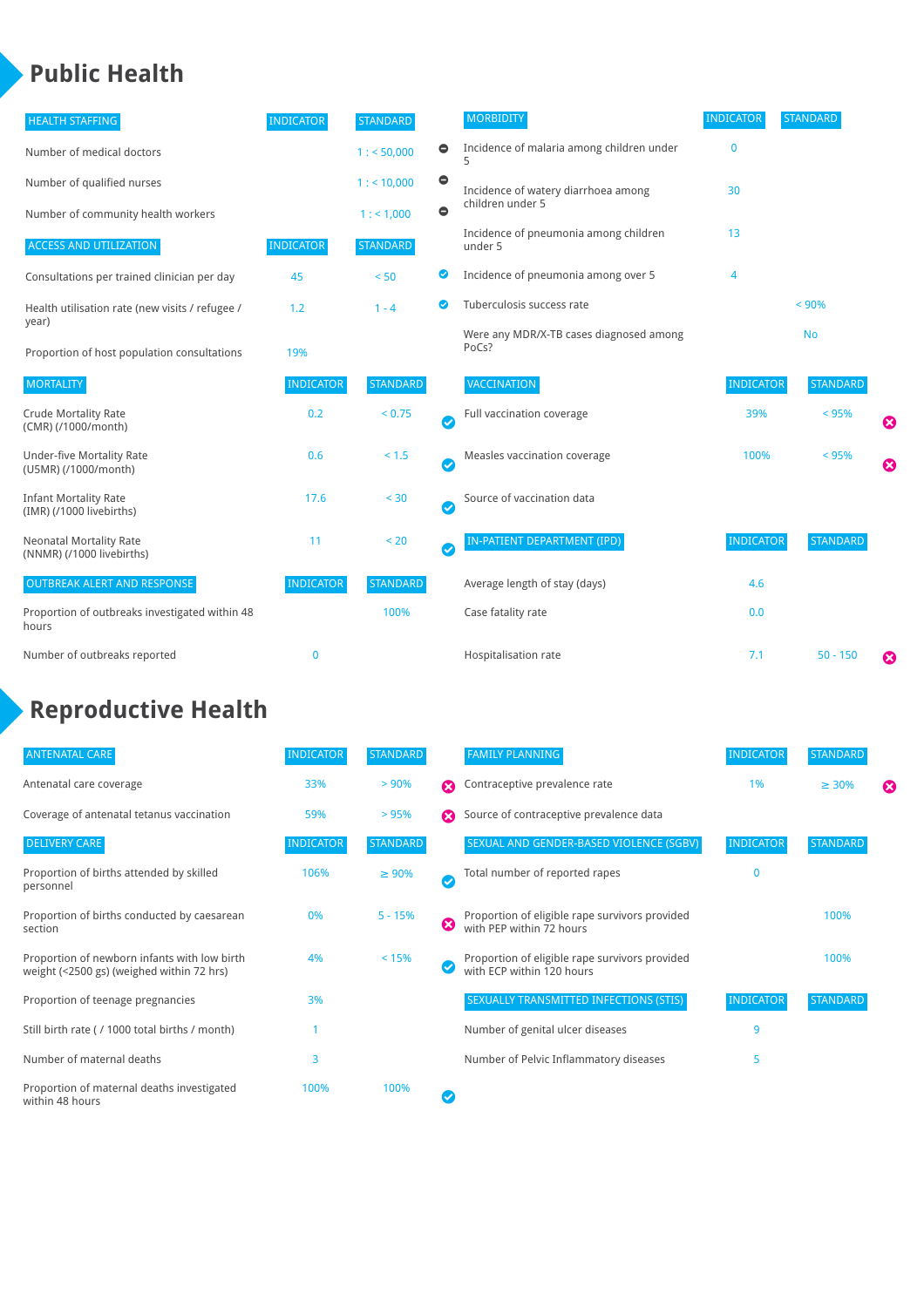# Public Health

| HEALTH STAFFING | INDICATOR | STANDARD |
|---|---|---|
| Number of medical doctors | | 1 : < 50,000 |
| Number of qualified nurses | | 1 : < 10,000 |
| Number of community health workers | | 1 : < 1,000 |

| ACCESS AND UTILIZATION | INDICATOR | STANDARD |
|---|---|---|
| Consultations per trained clinician per day | 45 | < 50 |
| Health utilisation rate (new visits / refugee / year) | 1.2 | 1 - 4 |
| Proportion of host population consultations | 19% | |

| MORTALITY | INDICATOR | STANDARD |
|---|---|---|
| Crude Mortality Rate (CMR) (/1000/month) | 0.2 | < 0.75 |
| Under-five Mortality Rate (U5MR) (/1000/month) | 0.6 | < 1.5 |
| Infant Mortality Rate (IMR) (/1000 livebirths) | 17.6 | < 30 |
| Neonatal Mortality Rate (NNMR) (/1000 livebirths) | 11 | < 20 |

| OUTBREAK ALERT AND RESPONSE | INDICATOR | STANDARD |
|---|---|---|
| Proportion of outbreaks investigated within 48 hours | | 100% |
| Number of outbreaks reported | 0 | |

| MORBIDITY | INDICATOR | STANDARD |
|---|---|---|
| Incidence of malaria among children under 5 | 0 | |
| Incidence of watery diarrhoea among children under 5 | 30 | |
| Incidence of pneumonia among children under 5 | 13 | |
| Incidence of pneumonia among over 5 | 4 | |
| Tuberculosis success rate | | < 90% |
| Were any MDR/X-TB cases diagnosed among PoCs? | | No |

| VACCINATION | INDICATOR | STANDARD |
|---|---|---|
| Full vaccination coverage | 39% | < 95% |
| Measles vaccination coverage | 100% | < 95% |
| Source of vaccination data | | |

| IN-PATIENT DEPARTMENT (IPD) | INDICATOR | STANDARD |
|---|---|---|
| Average length of stay (days) | 4.6 | |
| Case fatality rate | 0.0 | |
| Hospitalisation rate | 7.1 | 50 - 150 |

# Reproductive Health

| ANTENATAL CARE | INDICATOR | STANDARD |
|---|---|---|
| Antenatal care coverage | 33% | > 90% |
| Coverage of antenatal tetanus vaccination | 59% | > 95% |

| DELIVERY CARE | INDICATOR | STANDARD |
|---|---|---|
| Proportion of births attended by skilled personnel | 106% | ≥ 90% |
| Proportion of births conducted by caesarean section | 0% | 5 - 15% |
| Proportion of newborn infants with low birth weight (<2500 gs) (weighed within 72 hrs) | 4% | < 15% |
| Proportion of teenage pregnancies | 3% | |
| Still birth rate ( / 1000 total births / month) | 1 | |
| Number of maternal deaths | 3 | |
| Proportion of maternal deaths investigated within 48 hours | 100% | 100% |

| FAMILY PLANNING | INDICATOR | STANDARD |
|---|---|---|
| Contraceptive prevalence rate | 1% | ≥ 30% |
| Source of contraceptive prevalence data | | |

| SEXUAL AND GENDER-BASED VIOLENCE (SGBV) | INDICATOR | STANDARD |
|---|---|---|
| Total number of reported rapes | 0 | |
| Proportion of eligible rape survivors provided with PEP within 72 hours | | 100% |
| Proportion of eligible rape survivors provided with ECP within 120 hours | | 100% |

| SEXUALLY TRANSMITTED INFECTIONS (STIS) | INDICATOR | STANDARD |
|---|---|---|
| Number of genital ulcer diseases | 9 | |
| Number of Pelvic Inflammatory diseases | 5 | |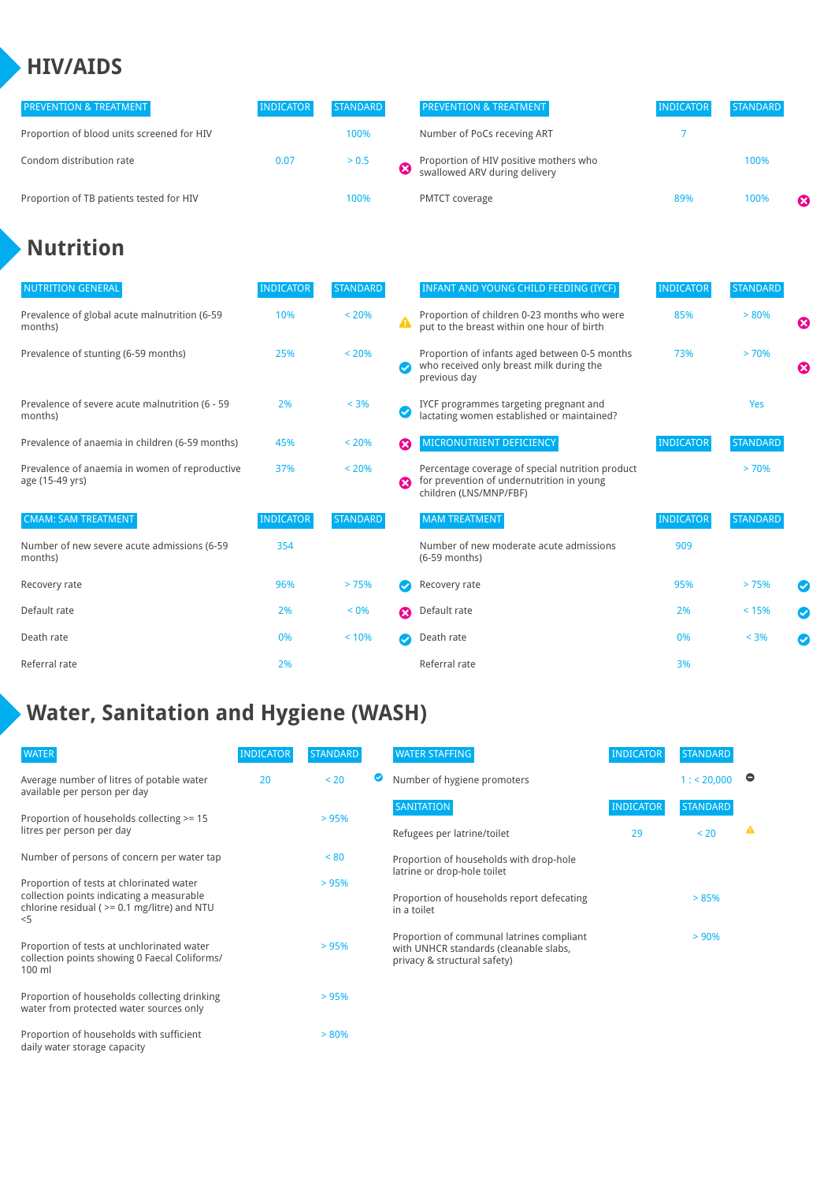## HIV/AIDS

| PREVENTION & TREATMENT | INDICATOR | STANDARD | |
|---|---|---|---|
| Proportion of blood units screened for HIV | | 100% | |
| Condom distribution rate | 0.07 | > 0.5 | ✖ |
| Proportion of TB patients tested for HIV | | 100% | |

| PREVENTION & TREATMENT | INDICATOR | STANDARD | |
|---|---|---|---|
| Number of PoCs receving ART | 7 | | |
| Proportion of HIV positive mothers who swallowed ARV during delivery | | 100% | |
| PMTCT coverage | 89% | 100% | ✖ |

## Nutrition

| NUTRITION GENERAL | INDICATOR | STANDARD | |
|---|---|---|---|
| Prevalence of global acute malnutrition (6-59 months) | 10% | < 20% | ⚠ |
| Prevalence of stunting (6-59 months) | 25% | < 20% | ✔ |
| Prevalence of severe acute malnutrition (6 - 59 months) | 2% | < 3% | ✔ |
| Prevalence of anaemia in children (6-59 months) | 45% | < 20% | ✖ |
| Prevalence of anaemia in women of reproductive age (15-49 yrs) | 37% | < 20% | ✖ |

| INFANT AND YOUNG CHILD FEEDING (IYCF) | INDICATOR | STANDARD | |
|---|---|---|---|
| Proportion of children 0-23 months who were put to the breast within one hour of birth | 85% | > 80% | ✖ |
| Proportion of infants aged between 0-5 months who received only breast milk during the previous day | 73% | > 70% | ✖ |
| IYCF programmes targeting pregnant and lactating women established or maintained? | | Yes | |

| MICRONUTRIENT DEFICIENCY | INDICATOR | STANDARD | |
|---|---|---|---|
| Percentage coverage of special nutrition product for prevention of undernutrition in young children (LNS/MNP/FBF) | | > 70% | |

| CMAM: SAM TREATMENT | INDICATOR | STANDARD | |
|---|---|---|---|
| Number of new severe acute admissions (6-59 months) | 354 | | |
| Recovery rate | 96% | > 75% | ✔ |
| Default rate | 2% | < 0% | ✖ |
| Death rate | 0% | < 10% | ✔ |
| Referral rate | 2% | | |

| MAM TREATMENT | INDICATOR | STANDARD | |
|---|---|---|---|
| Number of new moderate acute admissions (6-59 months) | 909 | | |
| Recovery rate | 95% | > 75% | ✔ |
| Default rate | 2% | < 15% | ✔ |
| Death rate | 0% | < 3% | ✔ |
| Referral rate | 3% | | |

## Water, Sanitation and Hygiene (WASH)

| WATER | INDICATOR | STANDARD | |
|---|---|---|---|
| Average number of litres of potable water available per person per day | 20 | < 20 | ✔ |
| Proportion of households collecting >= 15 litres per person per day | | > 95% | |
| Number of persons of concern per water tap | | < 80 | |
| Proportion of tests at chlorinated water collection points indicating a measurable chlorine residual ( >= 0.1 mg/litre) and NTU <5 | | > 95% | |
| Proportion of tests at unchlorinated water collection points showing 0 Faecal Coliforms/100 ml | | > 95% | |
| Proportion of households collecting drinking water from protected water sources only | | > 95% | |
| Proportion of households with sufficient daily water storage capacity | | > 80% | |

| WATER STAFFING | INDICATOR | STANDARD | |
|---|---|---|---|
| Number of hygiene promoters | | 1 : < 20,000 | ⊖ |

| SANITATION | INDICATOR | STANDARD | |
|---|---|---|---|
| Refugees per latrine/toilet | 29 | < 20 | ⚠ |
| Proportion of households with drop-hole latrine or drop-hole toilet | | | |
| Proportion of households report defecating in a toilet | | > 85% | |
| Proportion of communal latrines compliant with UNHCR standards (cleanable slabs, privacy & structural safety) | | > 90% | |